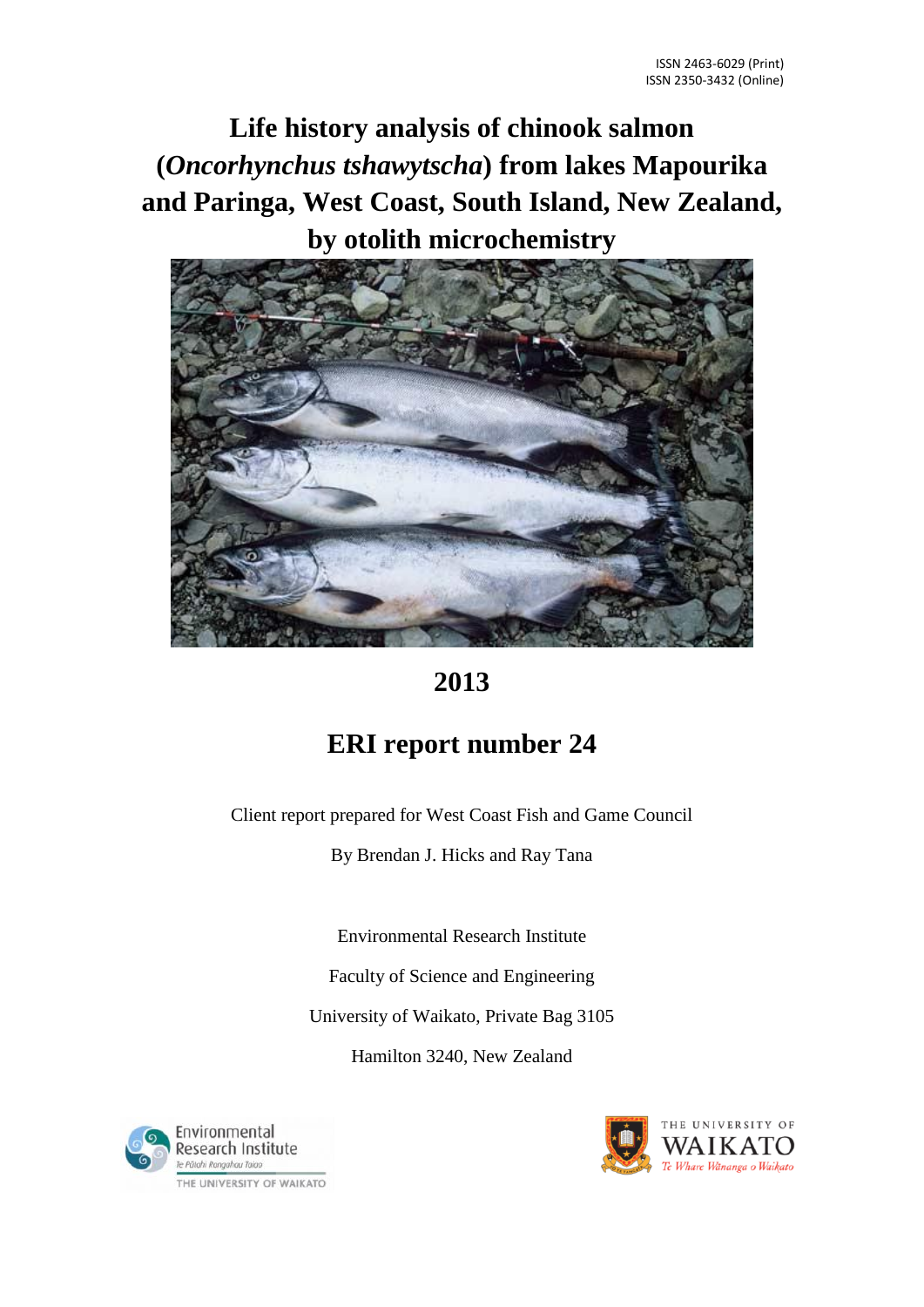ISSN 2463-6029 (Print)
ISSN 2350-3432 (Online)

# Life history analysis of chinook salmon (*Oncorhynchus tshawytscha*) from lakes Mapourika and Paringa, West Coast, South Island, New Zealand, by otolith microchemistry

## 2013

## ERI report number 24

Client report prepared for West Coast Fish and Game Council

By Brendan J. Hicks and Ray Tana

Environmental Research Institute

Faculty of Science and Engineering

University of Waikato, Private Bag 3105

Hamilton 3240, New Zealand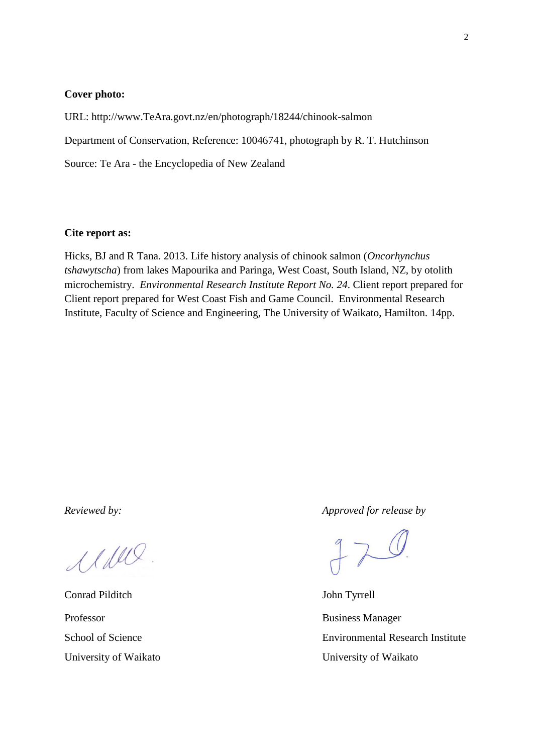**Cover photo:**

URL: http://www.TeAra.govt.nz/en/photograph/18244/chinook-salmon

Department of Conservation, Reference: 10046741, photograph by R. T. Hutchinson

Source: Te Ara - the Encyclopedia of New Zealand

**Cite report as:**

Hicks, BJ and R Tana. 2013. Life history analysis of chinook salmon (*Oncorhynchus tshawytscha*) from lakes Mapourika and Paringa, West Coast, South Island, NZ, by otolith microchemistry. *Environmental Research Institute Report No. 24*. Client report prepared for Client report prepared for West Coast Fish and Game Council. Environmental Research Institute, Faculty of Science and Engineering, The University of Waikato, Hamilton. 14pp.

*Reviewed by:*

Conrad Pilditch

Professor

School of Science

University of Waikato

*Approved for release by*

John Tyrrell

Business Manager

Environmental Research Institute

University of Waikato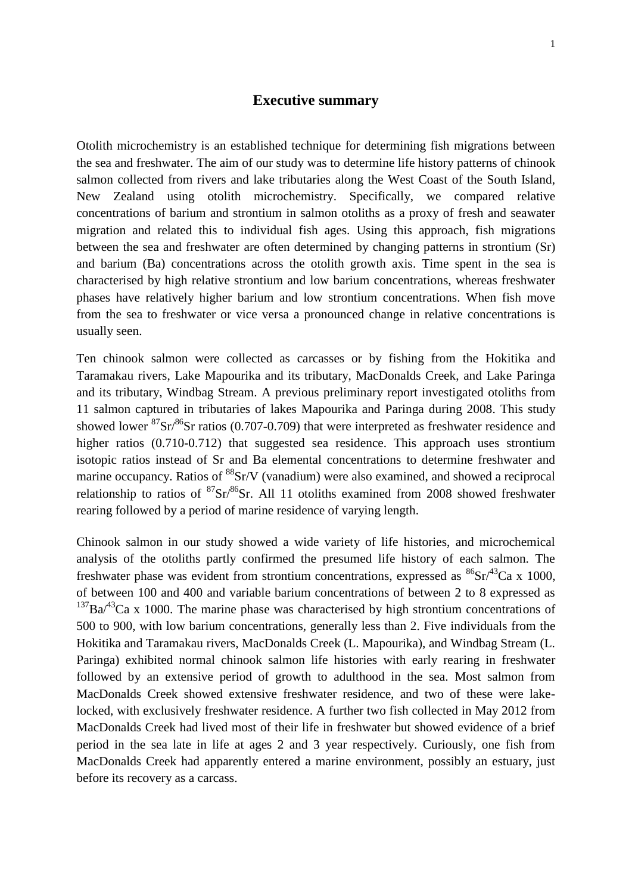## Executive summary

Otolith microchemistry is an established technique for determining fish migrations between the sea and freshwater. The aim of our study was to determine life history patterns of chinook salmon collected from rivers and lake tributaries along the West Coast of the South Island, New Zealand using otolith microchemistry. Specifically, we compared relative concentrations of barium and strontium in salmon otoliths as a proxy of fresh and seawater migration and related this to individual fish ages. Using this approach, fish migrations between the sea and freshwater are often determined by changing patterns in strontium (Sr) and barium (Ba) concentrations across the otolith growth axis. Time spent in the sea is characterised by high relative strontium and low barium concentrations, whereas freshwater phases have relatively higher barium and low strontium concentrations. When fish move from the sea to freshwater or vice versa a pronounced change in relative concentrations is usually seen.

Ten chinook salmon were collected as carcasses or by fishing from the Hokitika and Taramakau rivers, Lake Mapourika and its tributary, MacDonalds Creek, and Lake Paringa and its tributary, Windbag Stream. A previous preliminary report investigated otoliths from 11 salmon captured in tributaries of lakes Mapourika and Paringa during 2008. This study showed lower $^{87}Sr/^{86}Sr$ ratios (0.707-0.709) that were interpreted as freshwater residence and higher ratios (0.710-0.712) that suggested sea residence. This approach uses strontium isotopic ratios instead of Sr and Ba elemental concentrations to determine freshwater and marine occupancy. Ratios of $^{88}Sr/V$ (vanadium) were also examined, and showed a reciprocal relationship to ratios of $^{87}Sr/^{86}Sr$. All 11 otoliths examined from 2008 showed freshwater rearing followed by a period of marine residence of varying length.

Chinook salmon in our study showed a wide variety of life histories, and microchemical analysis of the otoliths partly confirmed the presumed life history of each salmon. The freshwater phase was evident from strontium concentrations, expressed as $^{86}Sr/^{43}Ca \times 1000$, of between 100 and 400 and variable barium concentrations of between 2 to 8 expressed as $^{137}Ba/^{43}Ca \times 1000$. The marine phase was characterised by high strontium concentrations of 500 to 900, with low barium concentrations, generally less than 2. Five individuals from the Hokitika and Taramakau rivers, MacDonalds Creek (L. Mapourika), and Windbag Stream (L. Paringa) exhibited normal chinook salmon life histories with early rearing in freshwater followed by an extensive period of growth to adulthood in the sea. Most salmon from MacDonalds Creek showed extensive freshwater residence, and two of these were lake-locked, with exclusively freshwater residence. A further two fish collected in May 2012 from MacDonalds Creek had lived most of their life in freshwater but showed evidence of a brief period in the sea late in life at ages 2 and 3 year respectively. Curiously, one fish from MacDonalds Creek had apparently entered a marine environment, possibly an estuary, just before its recovery as a carcass.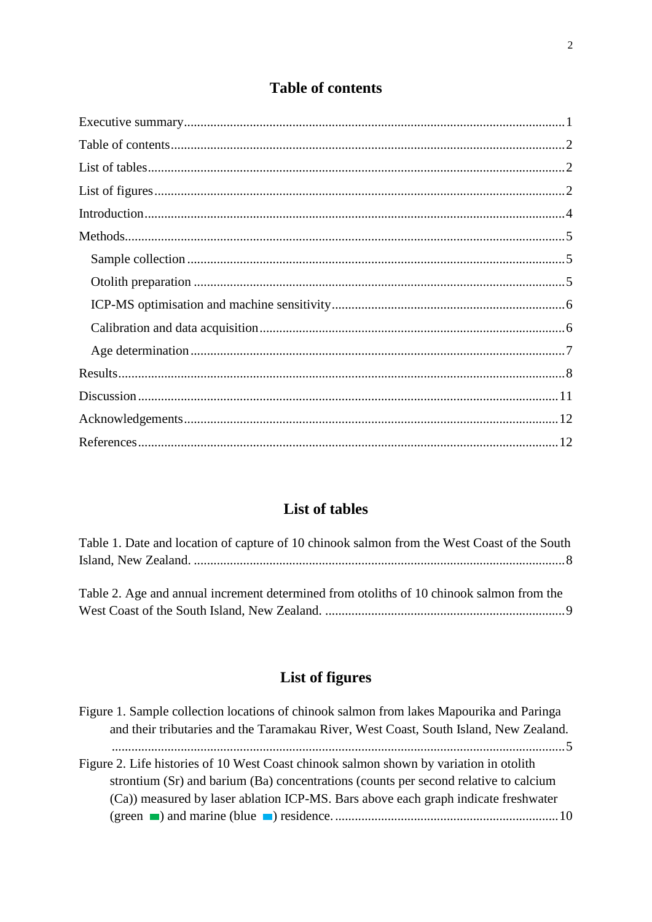## Table of contents

Executive summary ........................................................................................................ 1

Table of contents ........................................................................................................... 2

List of tables .................................................................................................................. 2

List of figures ................................................................................................................ 2

Introduction ................................................................................................................... 4

Methods ......................................................................................................................... 5

- Sample collection ....................................................................................................... 5
- Otolith preparation ..................................................................................................... 5
- ICP-MS optimisation and machine sensitivity ............................................................ 6
- Calibration and data acquisition ................................................................................. 6
- Age determination ...................................................................................................... 7

Results ........................................................................................................................... 8

Discussion .................................................................................................................... 11

Acknowledgements ..................................................................................................... 12

References ................................................................................................................... 12

## List of tables

Table 1. Date and location of capture of 10 chinook salmon from the West Coast of the South Island, New Zealand. ................................................................................................ 8

Table 2. Age and annual increment determined from otoliths of 10 chinook salmon from the West Coast of the South Island, New Zealand. ........................................................ 9

## List of figures

Figure 1. Sample collection locations of chinook salmon from lakes Mapourika and Paringa and their tributaries and the Taramakau River, West Coast, South Island, New Zealand. ........................................................................................................................ 5

Figure 2. Life histories of 10 West Coast chinook salmon shown by variation in otolith strontium (Sr) and barium (Ba) concentrations (counts per second relative to calcium (Ca)) measured by laser ablation ICP-MS. Bars above each graph indicate freshwater (green) and marine (blue) residence. .................................................................. 10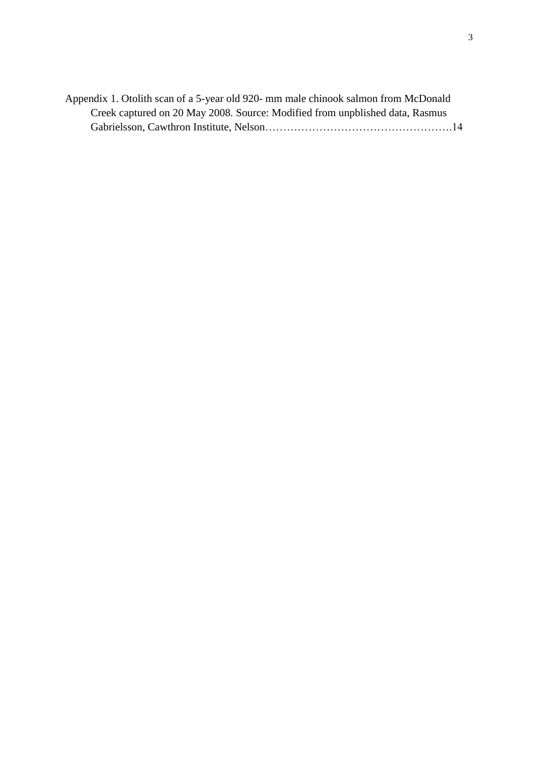Appendix 1. Otolith scan of a 5-year old 920- mm male chinook salmon from McDonald Creek captured on 20 May 2008. Source: Modified from unpblished data, Rasmus Gabrielsson, Cawthron Institute, Nelson…………………………………………….14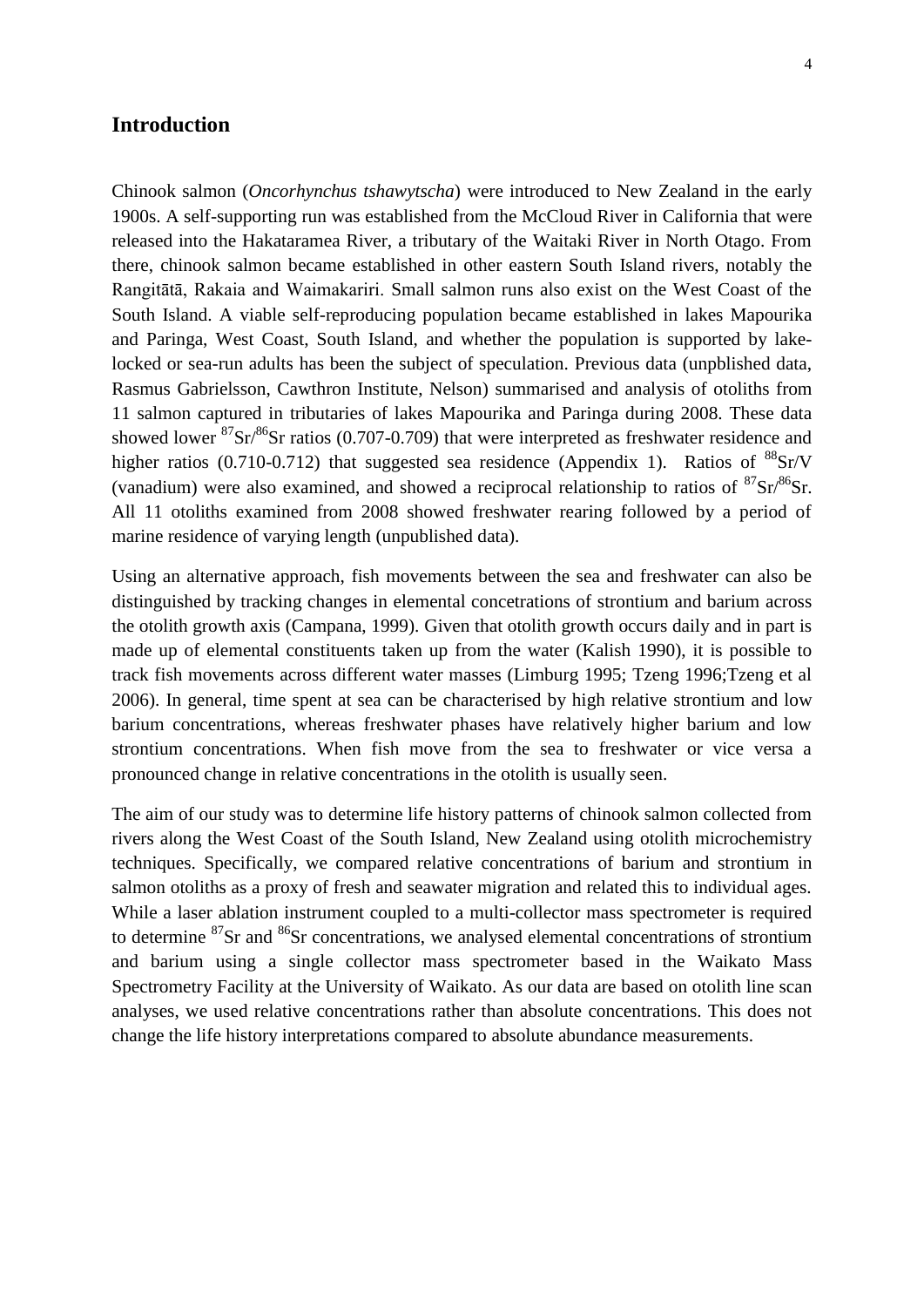## Introduction

Chinook salmon (*Oncorhynchus tshawytscha*) were introduced to New Zealand in the early 1900s. A self-supporting run was established from the McCloud River in California that were released into the Hakataramea River, a tributary of the Waitaki River in North Otago. From there, chinook salmon became established in other eastern South Island rivers, notably the Rangitātā, Rakaia and Waimakariri. Small salmon runs also exist on the West Coast of the South Island. A viable self-reproducing population became established in lakes Mapourika and Paringa, West Coast, South Island, and whether the population is supported by lake-locked or sea-run adults has been the subject of speculation. Previous data (unpblished data, Rasmus Gabrielsson, Cawthron Institute, Nelson) summarised and analysis of otoliths from 11 salmon captured in tributaries of lakes Mapourika and Paringa during 2008. These data showed lower $^{87}Sr/^{86}Sr$ ratios (0.707-0.709) that were interpreted as freshwater residence and higher ratios (0.710-0.712) that suggested sea residence (Appendix 1). Ratios of $^{88}Sr/V$ (vanadium) were also examined, and showed a reciprocal relationship to ratios of $^{87}Sr/^{86}Sr$. All 11 otoliths examined from 2008 showed freshwater rearing followed by a period of marine residence of varying length (unpublished data).

Using an alternative approach, fish movements between the sea and freshwater can also be distinguished by tracking changes in elemental concetrations of strontium and barium across the otolith growth axis (Campana, 1999). Given that otolith growth occurs daily and in part is made up of elemental constituents taken up from the water (Kalish 1990), it is possible to track fish movements across different water masses (Limburg 1995; Tzeng 1996;Tzeng et al 2006). In general, time spent at sea can be characterised by high relative strontium and low barium concentrations, whereas freshwater phases have relatively higher barium and low strontium concentrations. When fish move from the sea to freshwater or vice versa a pronounced change in relative concentrations in the otolith is usually seen.

The aim of our study was to determine life history patterns of chinook salmon collected from rivers along the West Coast of the South Island, New Zealand using otolith microchemistry techniques. Specifically, we compared relative concentrations of barium and strontium in salmon otoliths as a proxy of fresh and seawater migration and related this to individual ages. While a laser ablation instrument coupled to a multi-collector mass spectrometer is required to determine $^{87}Sr$ and $^{86}Sr$ concentrations, we analysed elemental concentrations of strontium and barium using a single collector mass spectrometer based in the Waikato Mass Spectrometry Facility at the University of Waikato. As our data are based on otolith line scan analyses, we used relative concentrations rather than absolute concentrations. This does not change the life history interpretations compared to absolute abundance measurements.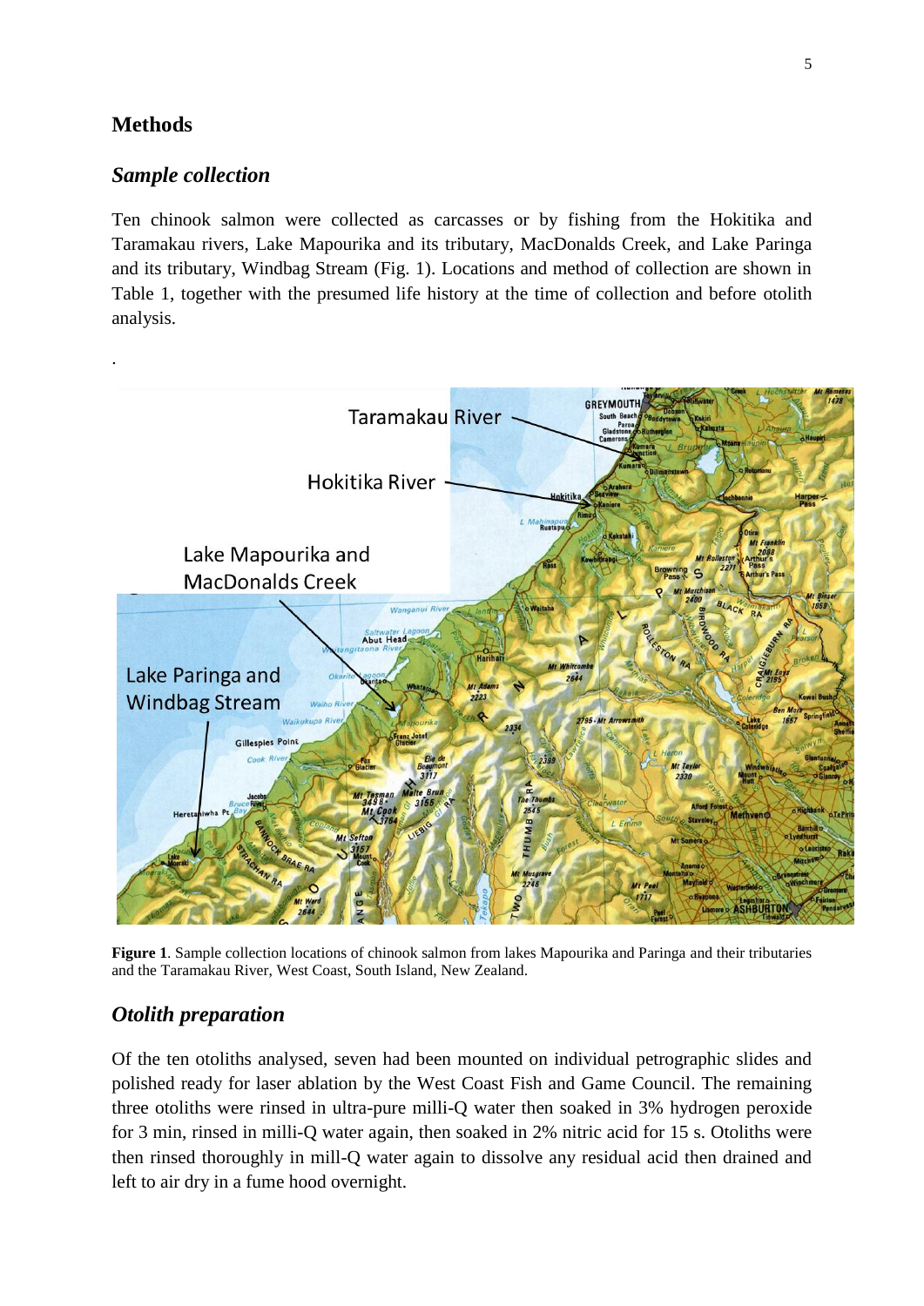## Methods

### Sample collection

Ten chinook salmon were collected as carcasses or by fishing from the Hokitika and Taramakau rivers, Lake Mapourika and its tributary, MacDonalds Creek, and Lake Paringa and its tributary, Windbag Stream (Fig. 1). Locations and method of collection are shown in Table 1, together with the presumed life history at the time of collection and before otolith analysis.

.

**Figure 1**. Sample collection locations of chinook salmon from lakes Mapourika and Paringa and their tributaries and the Taramakau River, West Coast, South Island, New Zealand.

### Otolith preparation

Of the ten otoliths analysed, seven had been mounted on individual petrographic slides and polished ready for laser ablation by the West Coast Fish and Game Council. The remaining three otoliths were rinsed in ultra-pure milli-Q water then soaked in 3% hydrogen peroxide for 3 min, rinsed in milli-Q water again, then soaked in 2% nitric acid for 15 s. Otoliths were then rinsed thoroughly in mill-Q water again to dissolve any residual acid then drained and left to air dry in a fume hood overnight.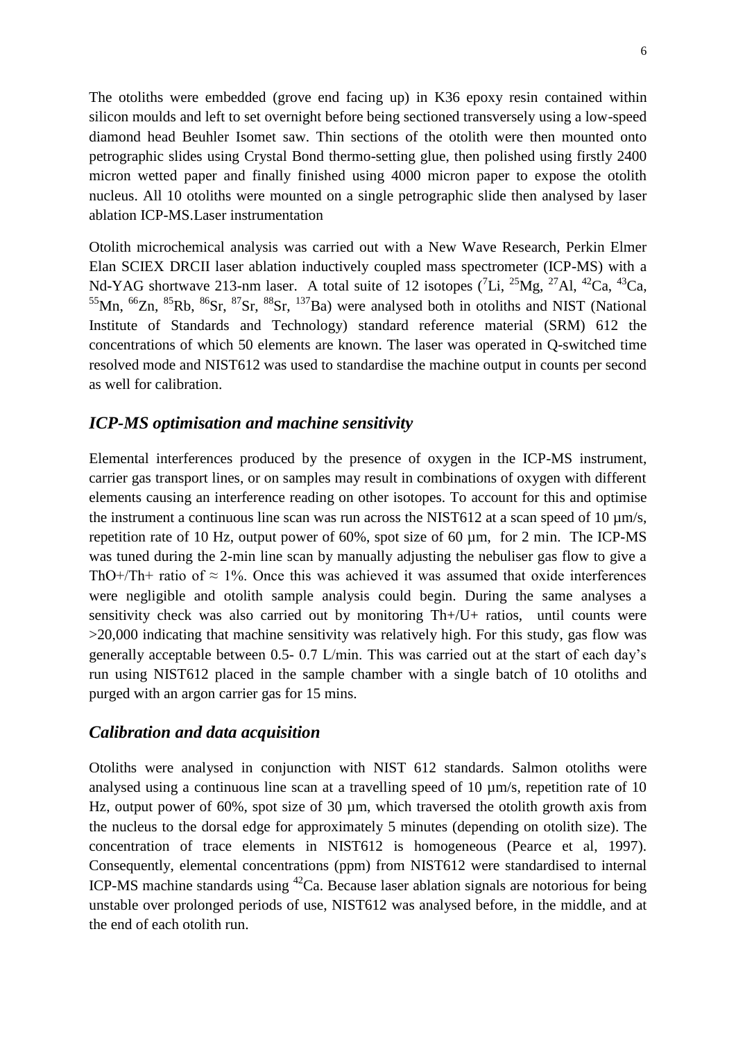The otoliths were embedded (grove end facing up) in K36 epoxy resin contained within silicon moulds and left to set overnight before being sectioned transversely using a low-speed diamond head Beuhler Isomet saw. Thin sections of the otolith were then mounted onto petrographic slides using Crystal Bond thermo-setting glue, then polished using firstly 2400 micron wetted paper and finally finished using 4000 micron paper to expose the otolith nucleus. All 10 otoliths were mounted on a single petrographic slide then analysed by laser ablation ICP-MS.Laser instrumentation

Otolith microchemical analysis was carried out with a New Wave Research, Perkin Elmer Elan SCIEX DRCII laser ablation inductively coupled mass spectrometer (ICP-MS) with a Nd-YAG shortwave 213-nm laser. A total suite of 12 isotopes ($^{7}$Li, $^{25}$Mg, $^{27}$Al, $^{42}$Ca, $^{43}$Ca, $^{55}$Mn, $^{66}$Zn, $^{85}$Rb, $^{86}$Sr, $^{87}$Sr, $^{88}$Sr, $^{137}$Ba) were analysed both in otoliths and NIST (National Institute of Standards and Technology) standard reference material (SRM) 612 the concentrations of which 50 elements are known. The laser was operated in Q-switched time resolved mode and NIST612 was used to standardise the machine output in counts per second as well for calibration.

## *ICP-MS optimisation and machine sensitivity*

Elemental interferences produced by the presence of oxygen in the ICP-MS instrument, carrier gas transport lines, or on samples may result in combinations of oxygen with different elements causing an interference reading on other isotopes. To account for this and optimise the instrument a continuous line scan was run across the NIST612 at a scan speed of 10 µm/s, repetition rate of 10 Hz, output power of 60%, spot size of 60 µm, for 2 min. The ICP-MS was tuned during the 2-min line scan by manually adjusting the nebuliser gas flow to give a ThO+/Th+ ratio of $\approx$ 1%. Once this was achieved it was assumed that oxide interferences were negligible and otolith sample analysis could begin. During the same analyses a sensitivity check was also carried out by monitoring Th+/U+ ratios, until counts were >20,000 indicating that machine sensitivity was relatively high. For this study, gas flow was generally acceptable between 0.5- 0.7 L/min. This was carried out at the start of each day's run using NIST612 placed in the sample chamber with a single batch of 10 otoliths and purged with an argon carrier gas for 15 mins.

## *Calibration and data acquisition*

Otoliths were analysed in conjunction with NIST 612 standards. Salmon otoliths were analysed using a continuous line scan at a travelling speed of 10 µm/s, repetition rate of 10 Hz, output power of 60%, spot size of 30 µm, which traversed the otolith growth axis from the nucleus to the dorsal edge for approximately 5 minutes (depending on otolith size). The concentration of trace elements in NIST612 is homogeneous (Pearce et al, 1997). Consequently, elemental concentrations (ppm) from NIST612 were standardised to internal ICP-MS machine standards using $^{42}$Ca. Because laser ablation signals are notorious for being unstable over prolonged periods of use, NIST612 was analysed before, in the middle, and at the end of each otolith run.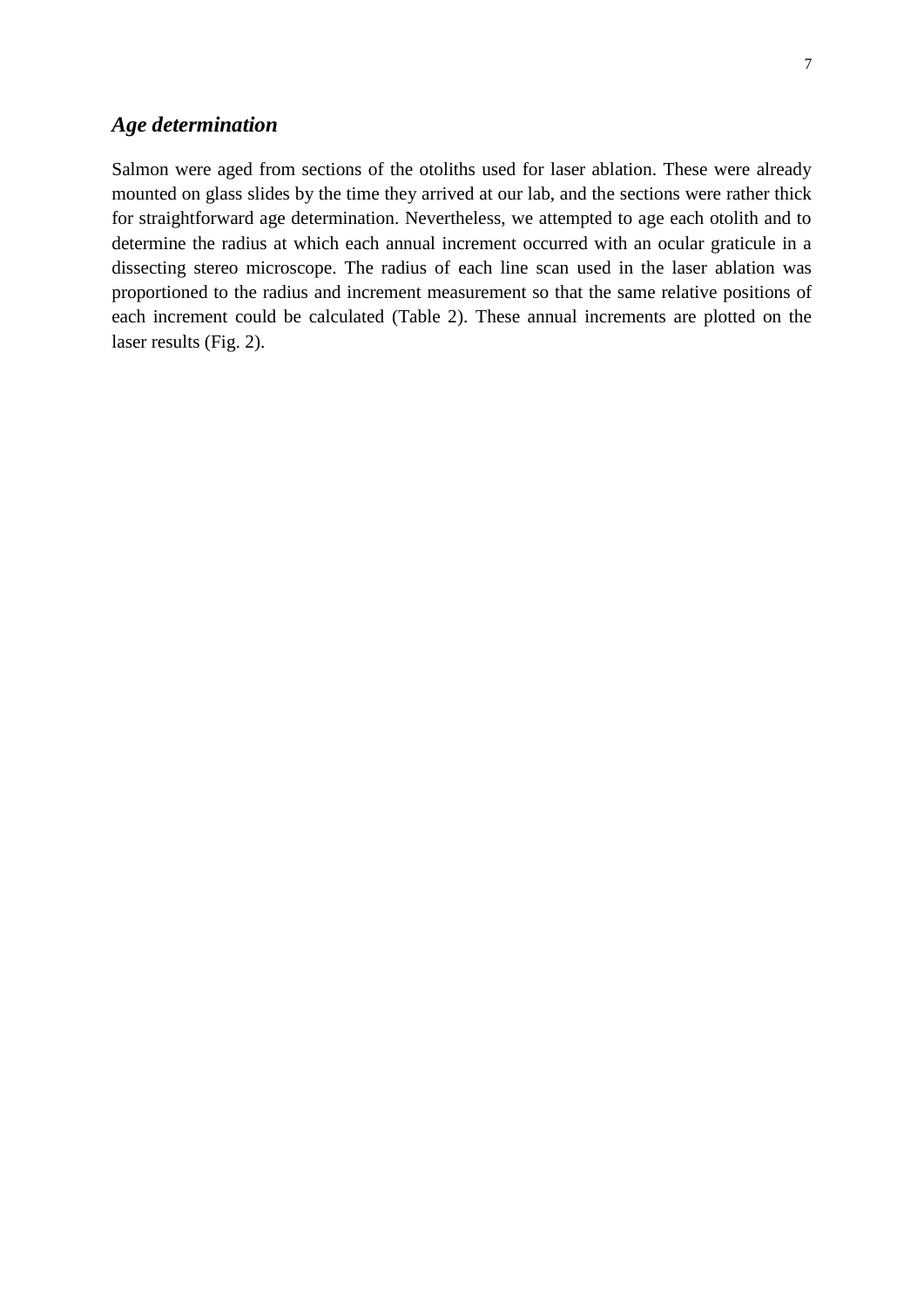### *Age determination*

Salmon were aged from sections of the otoliths used for laser ablation. These were already mounted on glass slides by the time they arrived at our lab, and the sections were rather thick for straightforward age determination. Nevertheless, we attempted to age each otolith and to determine the radius at which each annual increment occurred with an ocular graticule in a dissecting stereo microscope. The radius of each line scan used in the laser ablation was proportioned to the radius and increment measurement so that the same relative positions of each increment could be calculated (Table 2). These annual increments are plotted on the laser results (Fig. 2).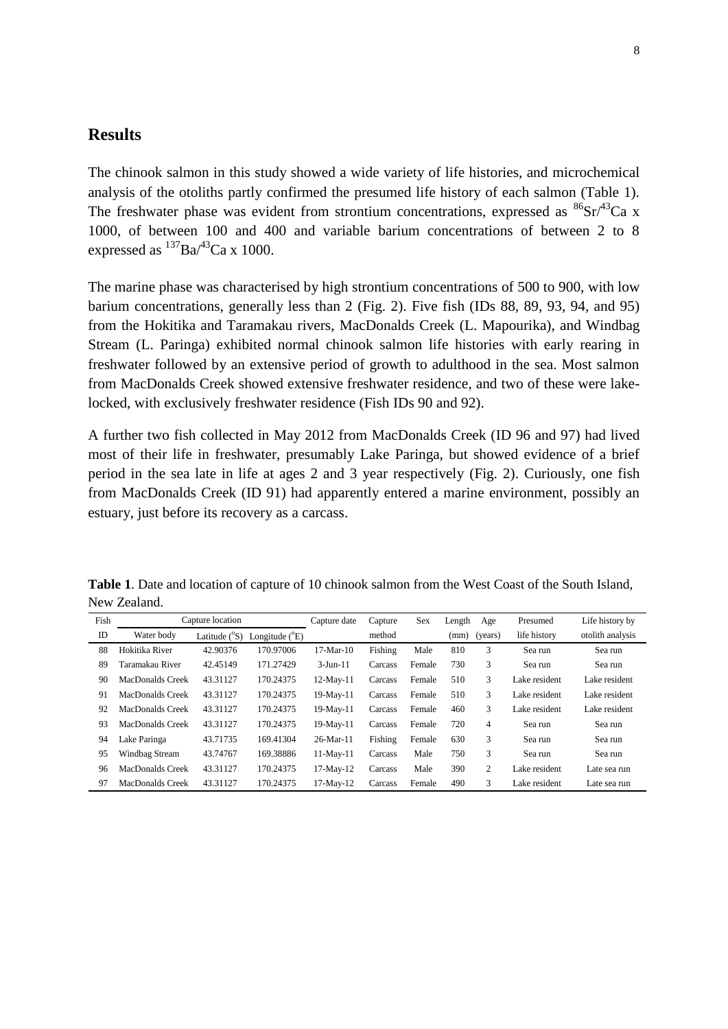## Results

The chinook salmon in this study showed a wide variety of life histories, and microchemical analysis of the otoliths partly confirmed the presumed life history of each salmon (Table 1). The freshwater phase was evident from strontium concentrations, expressed as $^{86}Sr/^{43}Ca \times 1000$, of between 100 and 400 and variable barium concentrations of between 2 to 8 expressed as $^{137}Ba/^{43}Ca \times 1000$.

The marine phase was characterised by high strontium concentrations of 500 to 900, with low barium concentrations, generally less than 2 (Fig. 2). Five fish (IDs 88, 89, 93, 94, and 95) from the Hokitika and Taramakau rivers, MacDonalds Creek (L. Mapourika), and Windbag Stream (L. Paringa) exhibited normal chinook salmon life histories with early rearing in freshwater followed by an extensive period of growth to adulthood in the sea. Most salmon from MacDonalds Creek showed extensive freshwater residence, and two of these were lake-locked, with exclusively freshwater residence (Fish IDs 90 and 92).

A further two fish collected in May 2012 from MacDonalds Creek (ID 96 and 97) had lived most of their life in freshwater, presumably Lake Paringa, but showed evidence of a brief period in the sea late in life at ages 2 and 3 year respectively (Fig. 2). Curiously, one fish from MacDonalds Creek (ID 91) had apparently entered a marine environment, possibly an estuary, just before its recovery as a carcass.

**Table 1**. Date and location of capture of 10 chinook salmon from the West Coast of the South Island, New Zealand.

| Fish | Capture location | | | Capture date | Capture | Sex | Length | Age | Presumed | Life history by |
|---|---|---|---|---|---|---|---|---|---|---|
| ID | Water body | Latitude (°S) | Longitude (°E) | | method | | (mm) | (years) | life history | otolith analysis |
| 88 | Hokitika River | 42.90376 | 170.97006 | 17-Mar-10 | Fishing | Male | 810 | 3 | Sea run | Sea run |
| 89 | Taramakau River | 42.45149 | 171.27429 | 3-Jun-11 | Carcass | Female | 730 | 3 | Sea run | Sea run |
| 90 | MacDonalds Creek | 43.31127 | 170.24375 | 12-May-11 | Carcass | Female | 510 | 3 | Lake resident | Lake resident |
| 91 | MacDonalds Creek | 43.31127 | 170.24375 | 19-May-11 | Carcass | Female | 510 | 3 | Lake resident | Lake resident |
| 92 | MacDonalds Creek | 43.31127 | 170.24375 | 19-May-11 | Carcass | Female | 460 | 3 | Lake resident | Lake resident |
| 93 | MacDonalds Creek | 43.31127 | 170.24375 | 19-May-11 | Carcass | Female | 720 | 4 | Sea run | Sea run |
| 94 | Lake Paringa | 43.71735 | 169.41304 | 26-Mar-11 | Fishing | Female | 630 | 3 | Sea run | Sea run |
| 95 | Windbag Stream | 43.74767 | 169.38886 | 11-May-11 | Carcass | Male | 750 | 3 | Sea run | Sea run |
| 96 | MacDonalds Creek | 43.31127 | 170.24375 | 17-May-12 | Carcass | Male | 390 | 2 | Lake resident | Late sea run |
| 97 | MacDonalds Creek | 43.31127 | 170.24375 | 17-May-12 | Carcass | Female | 490 | 3 | Lake resident | Late sea run |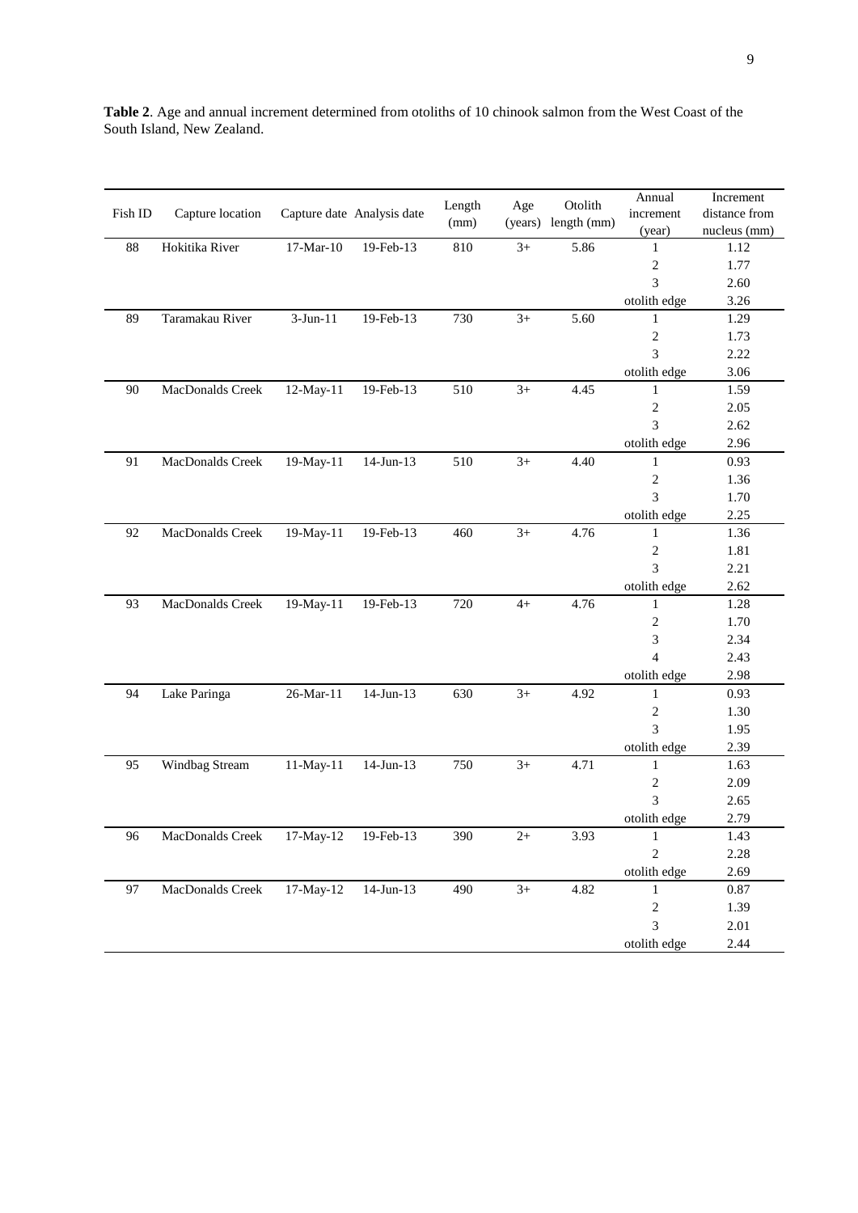**Table 2**. Age and annual increment determined from otoliths of 10 chinook salmon from the West Coast of the South Island, New Zealand.

| Fish ID | Capture location | Capture date | Analysis date | Length (mm) | Age (years) | Otolith length (mm) | Annual increment (year) | Increment distance from nucleus (mm) |
|---|---|---|---|---|---|---|---|---|
| 88 | Hokitika River | 17-Mar-10 | 19-Feb-13 | 810 | 3+ | 5.86 | 1 | 1.12 |
| | | | | | | | 2 | 1.77 |
| | | | | | | | 3 | 2.60 |
| | | | | | | | otolith edge | 3.26 |
| 89 | Taramakau River | 3-Jun-11 | 19-Feb-13 | 730 | 3+ | 5.60 | 1 | 1.29 |
| | | | | | | | 2 | 1.73 |
| | | | | | | | 3 | 2.22 |
| | | | | | | | otolith edge | 3.06 |
| 90 | MacDonalds Creek | 12-May-11 | 19-Feb-13 | 510 | 3+ | 4.45 | 1 | 1.59 |
| | | | | | | | 2 | 2.05 |
| | | | | | | | 3 | 2.62 |
| | | | | | | | otolith edge | 2.96 |
| 91 | MacDonalds Creek | 19-May-11 | 14-Jun-13 | 510 | 3+ | 4.40 | 1 | 0.93 |
| | | | | | | | 2 | 1.36 |
| | | | | | | | 3 | 1.70 |
| | | | | | | | otolith edge | 2.25 |
| 92 | MacDonalds Creek | 19-May-11 | 19-Feb-13 | 460 | 3+ | 4.76 | 1 | 1.36 |
| | | | | | | | 2 | 1.81 |
| | | | | | | | 3 | 2.21 |
| | | | | | | | otolith edge | 2.62 |
| 93 | MacDonalds Creek | 19-May-11 | 19-Feb-13 | 720 | 4+ | 4.76 | 1 | 1.28 |
| | | | | | | | 2 | 1.70 |
| | | | | | | | 3 | 2.34 |
| | | | | | | | 4 | 2.43 |
| | | | | | | | otolith edge | 2.98 |
| 94 | Lake Paringa | 26-Mar-11 | 14-Jun-13 | 630 | 3+ | 4.92 | 1 | 0.93 |
| | | | | | | | 2 | 1.30 |
| | | | | | | | 3 | 1.95 |
| | | | | | | | otolith edge | 2.39 |
| 95 | Windbag Stream | 11-May-11 | 14-Jun-13 | 750 | 3+ | 4.71 | 1 | 1.63 |
| | | | | | | | 2 | 2.09 |
| | | | | | | | 3 | 2.65 |
| | | | | | | | otolith edge | 2.79 |
| 96 | MacDonalds Creek | 17-May-12 | 19-Feb-13 | 390 | 2+ | 3.93 | 1 | 1.43 |
| | | | | | | | 2 | 2.28 |
| | | | | | | | otolith edge | 2.69 |
| 97 | MacDonalds Creek | 17-May-12 | 14-Jun-13 | 490 | 3+ | 4.82 | 1 | 0.87 |
| | | | | | | | 2 | 1.39 |
| | | | | | | | 3 | 2.01 |
| | | | | | | | otolith edge | 2.44 |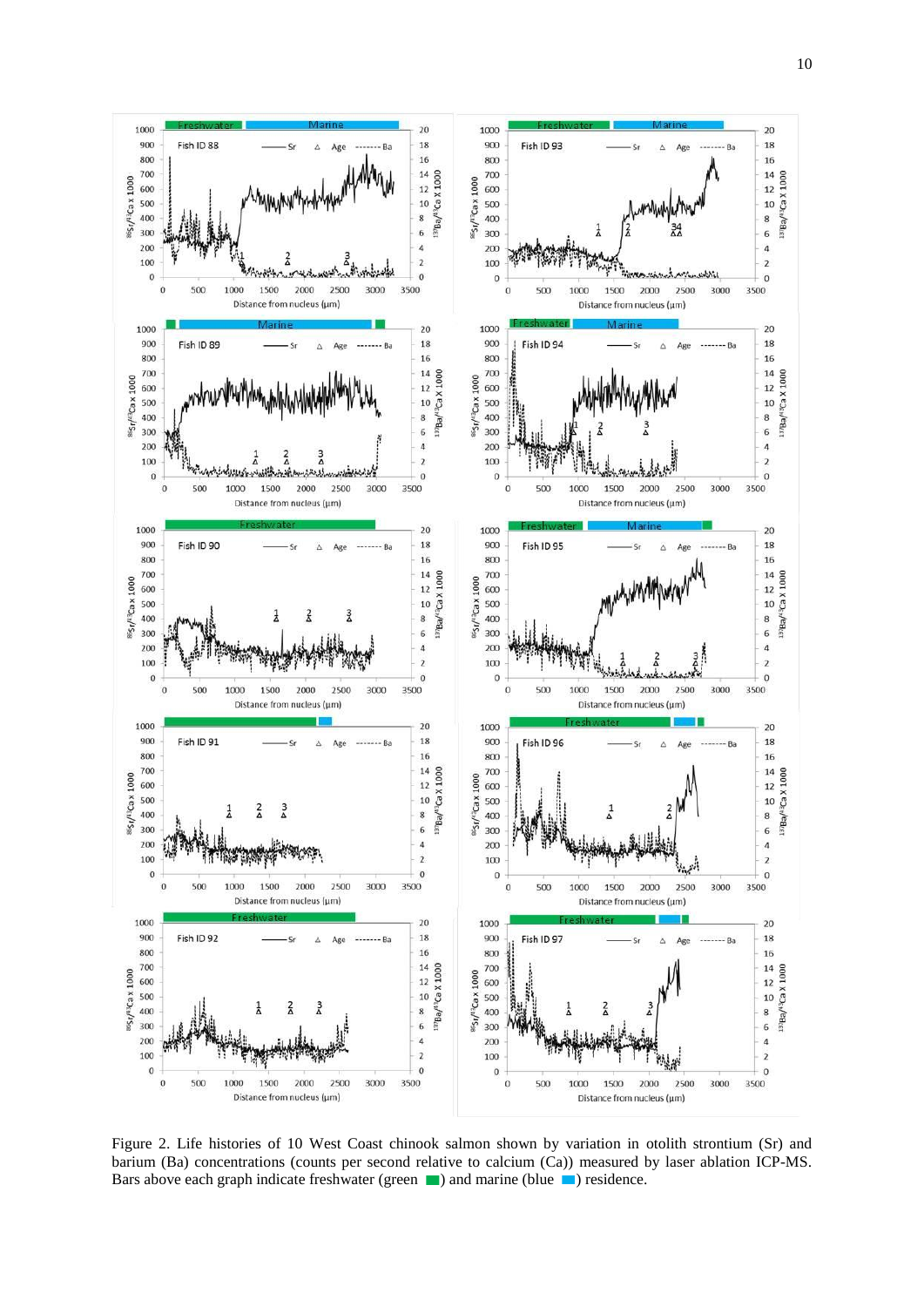Figure 2. Life histories of 10 West Coast chinook salmon shown by variation in otolith strontium (Sr) and barium (Ba) concentrations (counts per second relative to calcium (Ca)) measured by laser ablation ICP-MS. Bars above each graph indicate freshwater (green ■) and marine (blue ■) residence.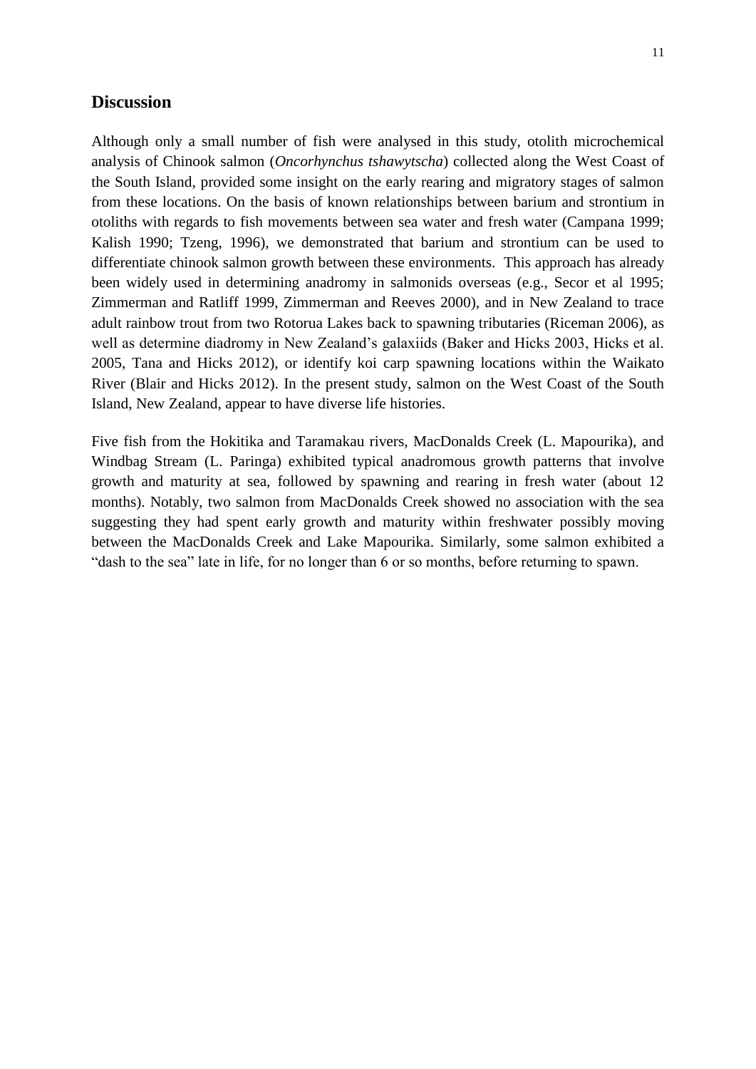## Discussion

Although only a small number of fish were analysed in this study, otolith microchemical analysis of Chinook salmon (*Oncorhynchus tshawytscha*) collected along the West Coast of the South Island, provided some insight on the early rearing and migratory stages of salmon from these locations. On the basis of known relationships between barium and strontium in otoliths with regards to fish movements between sea water and fresh water (Campana 1999; Kalish 1990; Tzeng, 1996), we demonstrated that barium and strontium can be used to differentiate chinook salmon growth between these environments. This approach has already been widely used in determining anadromy in salmonids overseas (e.g., Secor et al 1995; Zimmerman and Ratliff 1999, Zimmerman and Reeves 2000), and in New Zealand to trace adult rainbow trout from two Rotorua Lakes back to spawning tributaries (Riceman 2006), as well as determine diadromy in New Zealand's galaxiids (Baker and Hicks 2003, Hicks et al. 2005, Tana and Hicks 2012), or identify koi carp spawning locations within the Waikato River (Blair and Hicks 2012). In the present study, salmon on the West Coast of the South Island, New Zealand, appear to have diverse life histories.

Five fish from the Hokitika and Taramakau rivers, MacDonalds Creek (L. Mapourika), and Windbag Stream (L. Paringa) exhibited typical anadromous growth patterns that involve growth and maturity at sea, followed by spawning and rearing in fresh water (about 12 months). Notably, two salmon from MacDonalds Creek showed no association with the sea suggesting they had spent early growth and maturity within freshwater possibly moving between the MacDonalds Creek and Lake Mapourika. Similarly, some salmon exhibited a "dash to the sea" late in life, for no longer than 6 or so months, before returning to spawn.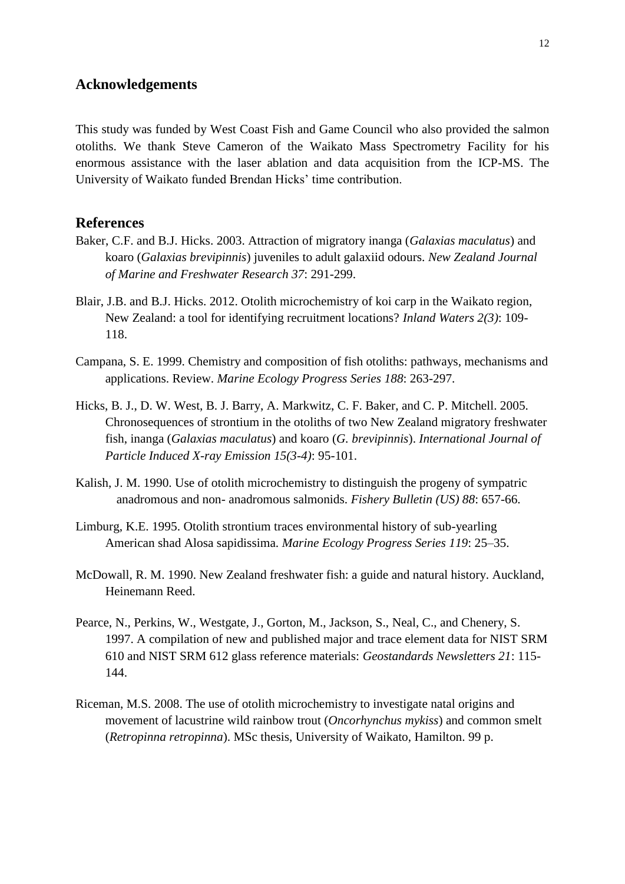## Acknowledgements

This study was funded by West Coast Fish and Game Council who also provided the salmon otoliths. We thank Steve Cameron of the Waikato Mass Spectrometry Facility for his enormous assistance with the laser ablation and data acquisition from the ICP-MS. The University of Waikato funded Brendan Hicks' time contribution.

## References

Baker, C.F. and B.J. Hicks. 2003. Attraction of migratory inanga (*Galaxias maculatus*) and koaro (*Galaxias brevipinnis*) juveniles to adult galaxiid odours. *New Zealand Journal of Marine and Freshwater Research 37*: 291-299.

Blair, J.B. and B.J. Hicks. 2012. Otolith microchemistry of koi carp in the Waikato region, New Zealand: a tool for identifying recruitment locations? *Inland Waters 2(3)*: 109-118.

Campana, S. E. 1999. Chemistry and composition of fish otoliths: pathways, mechanisms and applications. Review. *Marine Ecology Progress Series 188*: 263-297.

Hicks, B. J., D. W. West, B. J. Barry, A. Markwitz, C. F. Baker, and C. P. Mitchell. 2005. Chronosequences of strontium in the otoliths of two New Zealand migratory freshwater fish, inanga (*Galaxias maculatus*) and koaro (*G. brevipinnis*). *International Journal of Particle Induced X-ray Emission 15(3-4)*: 95-101.

Kalish, J. M. 1990. Use of otolith microchemistry to distinguish the progeny of sympatric anadromous and non- anadromous salmonids. *Fishery Bulletin (US) 88*: 657-66.

Limburg, K.E. 1995. Otolith strontium traces environmental history of sub-yearling American shad Alosa sapidissima. *Marine Ecology Progress Series 119*: 25–35.

McDowall, R. M. 1990. New Zealand freshwater fish: a guide and natural history. Auckland, Heinemann Reed.

Pearce, N., Perkins, W., Westgate, J., Gorton, M., Jackson, S., Neal, C., and Chenery, S. 1997. A compilation of new and published major and trace element data for NIST SRM 610 and NIST SRM 612 glass reference materials: *Geostandards Newsletters 21*: 115-144.

Riceman, M.S. 2008. The use of otolith microchemistry to investigate natal origins and movement of lacustrine wild rainbow trout (*Oncorhynchus mykiss*) and common smelt (*Retropinna retropinna*). MSc thesis, University of Waikato, Hamilton. 99 p.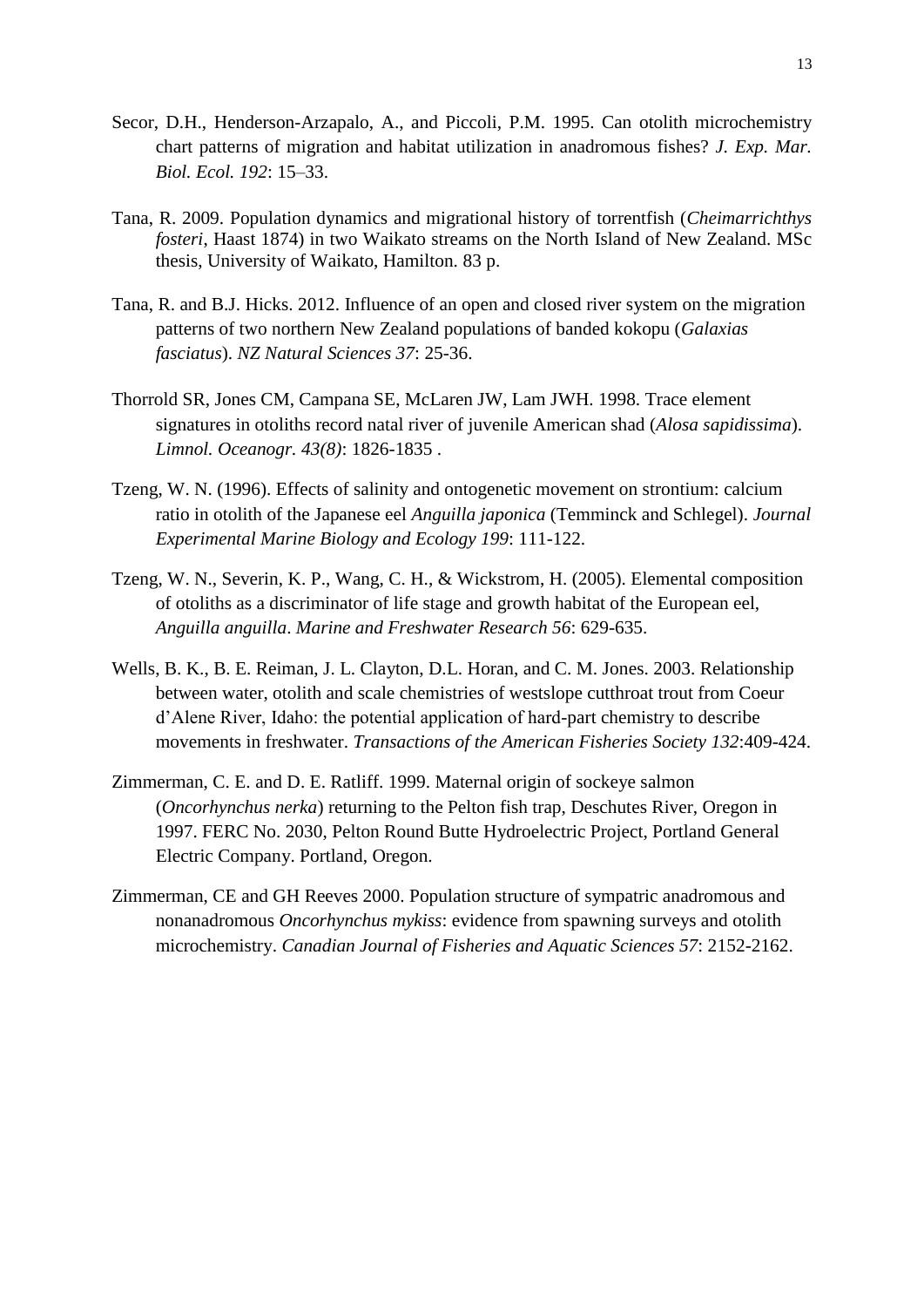Secor, D.H., Henderson-Arzapalo, A., and Piccoli, P.M. 1995. Can otolith microchemistry chart patterns of migration and habitat utilization in anadromous fishes? *J. Exp. Mar. Biol. Ecol. 192*: 15–33.

Tana, R. 2009. Population dynamics and migrational history of torrentfish (*Cheimarrichthys fosteri*, Haast 1874) in two Waikato streams on the North Island of New Zealand. MSc thesis, University of Waikato, Hamilton. 83 p.

Tana, R. and B.J. Hicks. 2012. Influence of an open and closed river system on the migration patterns of two northern New Zealand populations of banded kokopu (*Galaxias fasciatus*). *NZ Natural Sciences 37*: 25-36.

Thorrold SR, Jones CM, Campana SE, McLaren JW, Lam JWH. 1998. Trace element signatures in otoliths record natal river of juvenile American shad (*Alosa sapidissima*). *Limnol. Oceanogr. 43(8)*: 1826-1835 .

Tzeng, W. N. (1996). Effects of salinity and ontogenetic movement on strontium: calcium ratio in otolith of the Japanese eel *Anguilla japonica* (Temminck and Schlegel). *Journal Experimental Marine Biology and Ecology 199*: 111-122.

Tzeng, W. N., Severin, K. P., Wang, C. H., & Wickstrom, H. (2005). Elemental composition of otoliths as a discriminator of life stage and growth habitat of the European eel, *Anguilla anguilla*. *Marine and Freshwater Research 56*: 629-635.

Wells, B. K., B. E. Reiman, J. L. Clayton, D.L. Horan, and C. M. Jones. 2003. Relationship between water, otolith and scale chemistries of westslope cutthroat trout from Coeur d'Alene River, Idaho: the potential application of hard-part chemistry to describe movements in freshwater. *Transactions of the American Fisheries Society 132*:409-424.

Zimmerman, C. E. and D. E. Ratliff. 1999. Maternal origin of sockeye salmon (*Oncorhynchus nerka*) returning to the Pelton fish trap, Deschutes River, Oregon in 1997. FERC No. 2030, Pelton Round Butte Hydroelectric Project, Portland General Electric Company. Portland, Oregon.

Zimmerman, CE and GH Reeves 2000. Population structure of sympatric anadromous and nonanadromous *Oncorhynchus mykiss*: evidence from spawning surveys and otolith microchemistry. *Canadian Journal of Fisheries and Aquatic Sciences 57*: 2152-2162.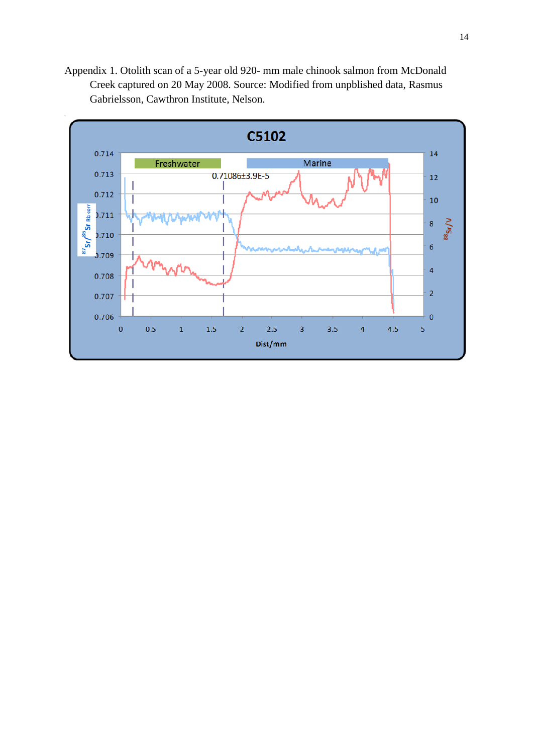Appendix 1. Otolith scan of a 5-year old 920- mm male chinook salmon from McDonald Creek captured on 20 May 2008. Source: Modified from unpblished data, Rasmus Gabrielsson, Cawthron Institute, Nelson.

C5102

Freshwater

Marine

0.71086±3.9E-5

$^{87}Sr/^{86}Sr$ Rb corr

$^{88}Sr/V$

0.714
0.713
0.712
0.711
0.710
0.709
0.708
0.707
0.706

14
12
10
8
6
4
2
0

0 0.5 1 1.5 2 2.5 3 3.5 4 4.5 5

Dist/mm